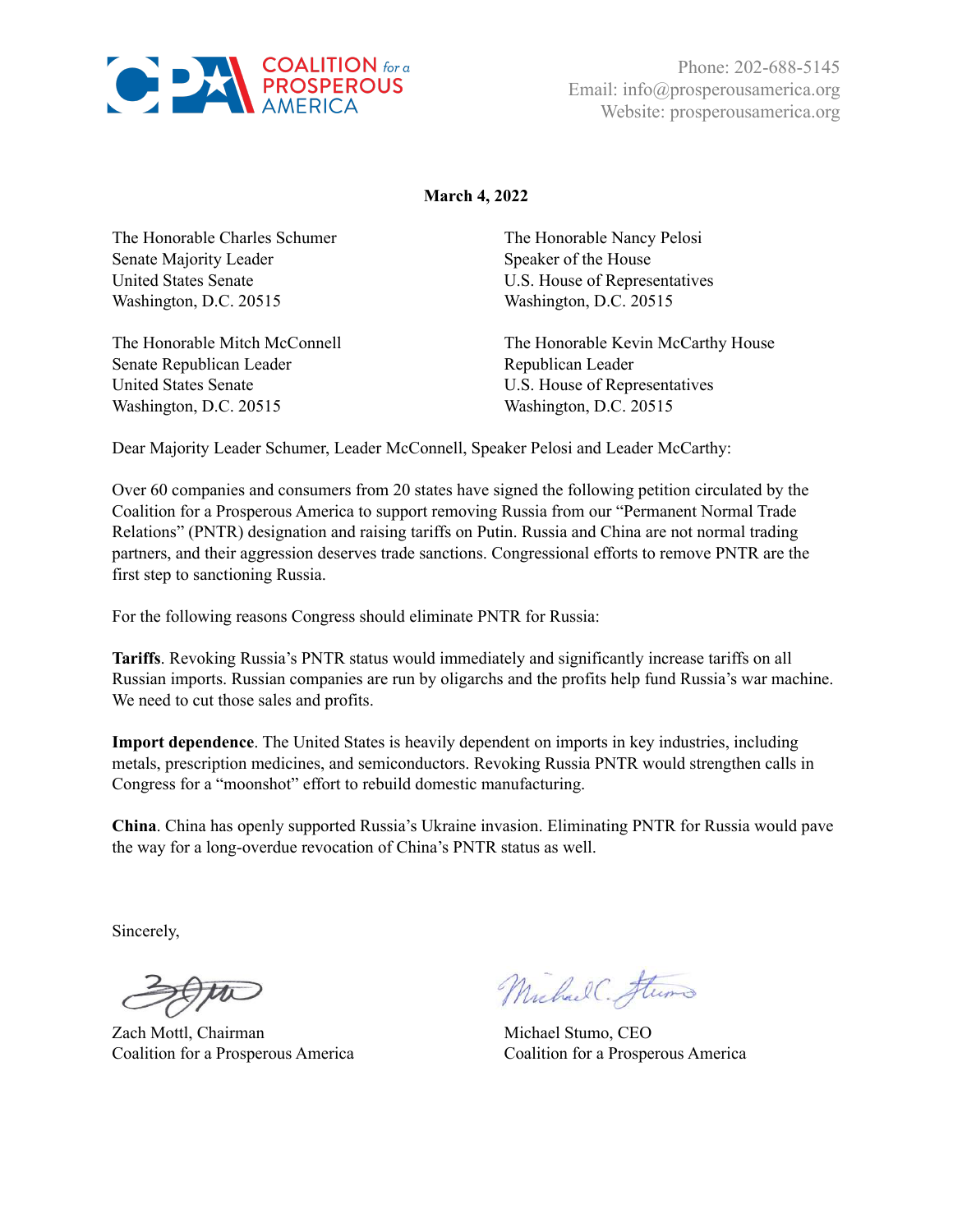COALITION *for a* PROSPEROUS AMERICA

Phone: 202-688-5145
Email: info@prosperousamerica.org
Website: prosperousamerica.org

**March 4, 2022**

The Honorable Charles Schumer
Senate Majority Leader
United States Senate
Washington, D.C. 20515

The Honorable Nancy Pelosi
Speaker of the House
U.S. House of Representatives
Washington, D.C. 20515

The Honorable Mitch McConnell
Senate Republican Leader
United States Senate
Washington, D.C. 20515

The Honorable Kevin McCarthy House
Republican Leader
U.S. House of Representatives
Washington, D.C. 20515

Dear Majority Leader Schumer, Leader McConnell, Speaker Pelosi and Leader McCarthy:

Over 60 companies and consumers from 20 states have signed the following petition circulated by the Coalition for a Prosperous America to support removing Russia from our "Permanent Normal Trade Relations" (PNTR) designation and raising tariffs on Putin. Russia and China are not normal trading partners, and their aggression deserves trade sanctions. Congressional efforts to remove PNTR are the first step to sanctioning Russia.

For the following reasons Congress should eliminate PNTR for Russia:

**Tariffs**. Revoking Russia's PNTR status would immediately and significantly increase tariffs on all Russian imports. Russian companies are run by oligarchs and the profits help fund Russia's war machine. We need to cut those sales and profits.

**Import dependence**. The United States is heavily dependent on imports in key industries, including metals, prescription medicines, and semiconductors. Revoking Russia PNTR would strengthen calls in Congress for a "moonshot" effort to rebuild domestic manufacturing.

**China**. China has openly supported Russia's Ukraine invasion. Eliminating PNTR for Russia would pave the way for a long-overdue revocation of China's PNTR status as well.

Sincerely,

Zach Mottl, Chairman
Coalition for a Prosperous America

Michael Stumo, CEO
Coalition for a Prosperous America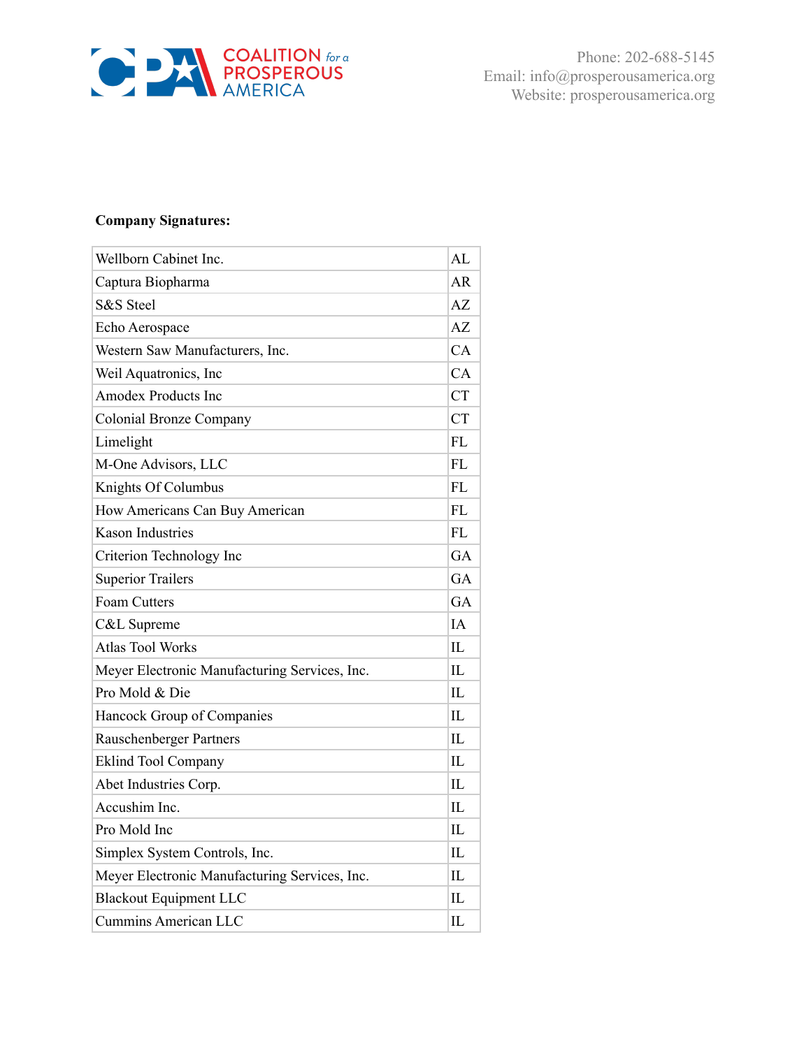**Company Signatures:**

| Wellborn Cabinet Inc. | AL |
|---|---|
| Captura Biopharma | AR |
| S&S Steel | AZ |
| Echo Aerospace | AZ |
| Western Saw Manufacturers, Inc. | CA |
| Weil Aquatronics, Inc | CA |
| Amodex Products Inc | CT |
| Colonial Bronze Company | CT |
| Limelight | FL |
| M-One Advisors, LLC | FL |
| Knights Of Columbus | FL |
| How Americans Can Buy American | FL |
| Kason Industries | FL |
| Criterion Technology Inc | GA |
| Superior Trailers | GA |
| Foam Cutters | GA |
| C&L Supreme | IA |
| Atlas Tool Works | IL |
| Meyer Electronic Manufacturing Services, Inc. | IL |
| Pro Mold & Die | IL |
| Hancock Group of Companies | IL |
| Rauschenberger Partners | IL |
| Eklind Tool Company | IL |
| Abet Industries Corp. | IL |
| Accushim Inc. | IL |
| Pro Mold Inc | IL |
| Simplex System Controls, Inc. | IL |
| Meyer Electronic Manufacturing Services, Inc. | IL |
| Blackout Equipment LLC | IL |
| Cummins American LLC | IL |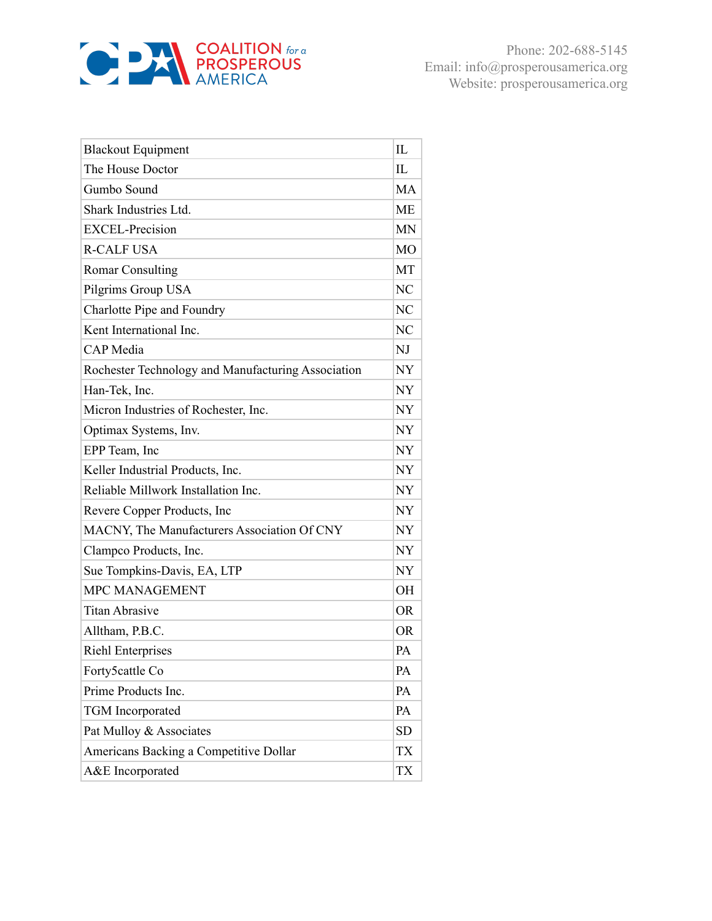| Blackout Equipment | IL |
|---|---|
| The House Doctor | IL |
| Gumbo Sound | MA |
| Shark Industries Ltd. | ME |
| EXCEL-Precision | MN |
| R-CALF USA | MO |
| Romar Consulting | MT |
| Pilgrims Group USA | NC |
| Charlotte Pipe and Foundry | NC |
| Kent International Inc. | NC |
| CAP Media | NJ |
| Rochester Technology and Manufacturing Association | NY |
| Han-Tek, Inc. | NY |
| Micron Industries of Rochester, Inc. | NY |
| Optimax Systems, Inv. | NY |
| EPP Team, Inc | NY |
| Keller Industrial Products, Inc. | NY |
| Reliable Millwork Installation Inc. | NY |
| Revere Copper Products, Inc | NY |
| MACNY, The Manufacturers Association Of CNY | NY |
| Clampco Products, Inc. | NY |
| Sue Tompkins-Davis, EA, LTP | NY |
| MPC MANAGEMENT | OH |
| Titan Abrasive | OR |
| Alltham, P.B.C. | OR |
| Riehl Enterprises | PA |
| Forty5cattle Co | PA |
| Prime Products Inc. | PA |
| TGM Incorporated | PA |
| Pat Mulloy & Associates | SD |
| Americans Backing a Competitive Dollar | TX |
| A&E Incorporated | TX |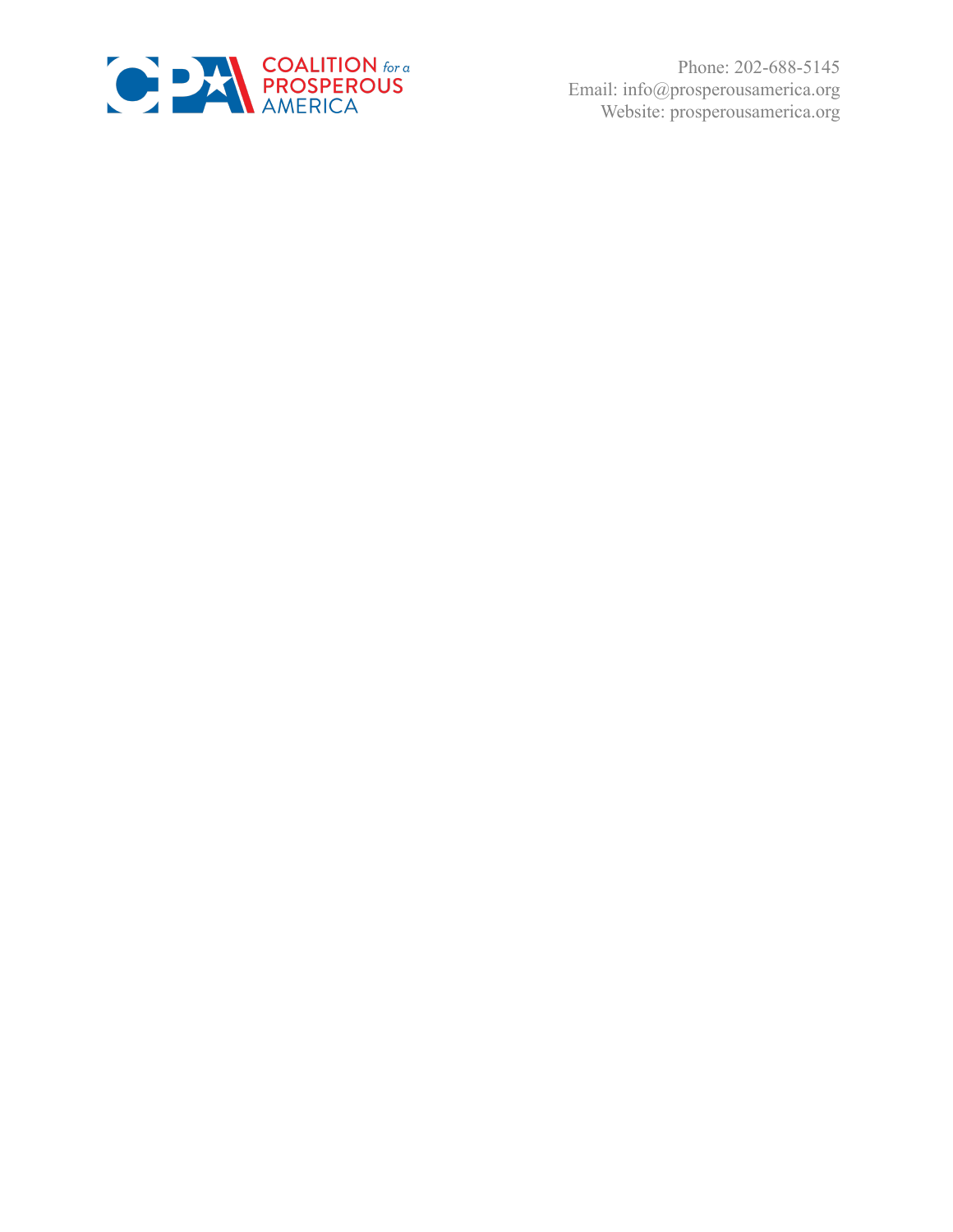COALITION for a PROSPEROUS AMERICA

Phone: 202-688-5145
Email: info@prosperousamerica.org
Website: prosperousamerica.org